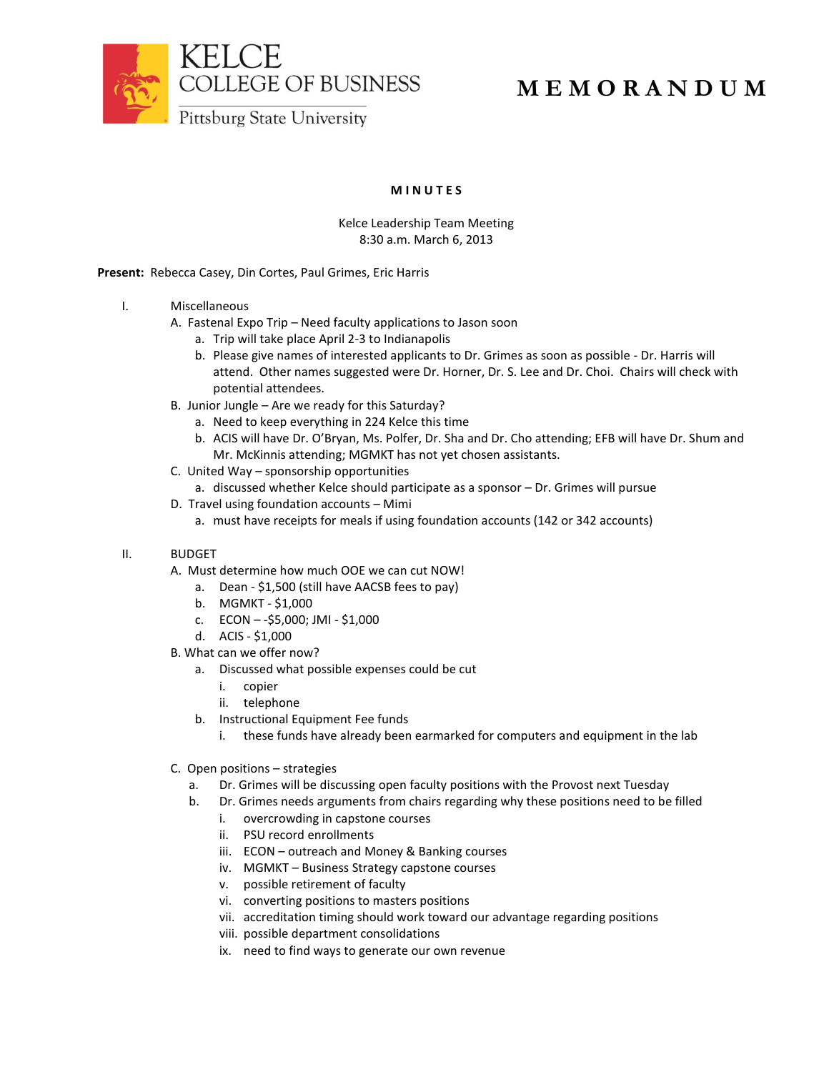KELCE
COLLEGE OF BUSINESS
Pittsburg State University

# MEMORANDUM

**MINUTES**

Kelce Leadership Team Meeting
8:30 a.m. March 6, 2013

**Present:** Rebecca Casey, Din Cortes, Paul Grimes, Eric Harris

I. Miscellaneous
   - A. Fastenal Expo Trip – Need faculty applications to Jason soon
     - a. Trip will take place April 2-3 to Indianapolis
     - b. Please give names of interested applicants to Dr. Grimes as soon as possible - Dr. Harris will attend. Other names suggested were Dr. Horner, Dr. S. Lee and Dr. Choi. Chairs will check with potential attendees.
   - B. Junior Jungle – Are we ready for this Saturday?
     - a. Need to keep everything in 224 Kelce this time
     - b. ACIS will have Dr. O'Bryan, Ms. Polfer, Dr. Sha and Dr. Cho attending; EFB will have Dr. Shum and Mr. McKinnis attending; MGMKT has not yet chosen assistants.
   - C. United Way – sponsorship opportunities
     - a. discussed whether Kelce should participate as a sponsor – Dr. Grimes will pursue
   - D. Travel using foundation accounts – Mimi
     - a. must have receipts for meals if using foundation accounts (142 or 342 accounts)

II. BUDGET
   - A. Must determine how much OOE we can cut NOW!
     - a. Dean - $1,500 (still have AACSB fees to pay)
     - b. MGMKT - $1,000
     - c. ECON – -$5,000; JMI - $1,000
     - d. ACIS - $1,000
   - B. What can we offer now?
     - a. Discussed what possible expenses could be cut
       - i. copier
       - ii. telephone
     - b. Instructional Equipment Fee funds
       - i. these funds have already been earmarked for computers and equipment in the lab
   - C. Open positions – strategies
     - a. Dr. Grimes will be discussing open faculty positions with the Provost next Tuesday
     - b. Dr. Grimes needs arguments from chairs regarding why these positions need to be filled
       - i. overcrowding in capstone courses
       - ii. PSU record enrollments
       - iii. ECON – outreach and Money & Banking courses
       - iv. MGMKT – Business Strategy capstone courses
       - v. possible retirement of faculty
       - vi. converting positions to masters positions
       - vii. accreditation timing should work toward our advantage regarding positions
       - viii. possible department consolidations
       - ix. need to find ways to generate our own revenue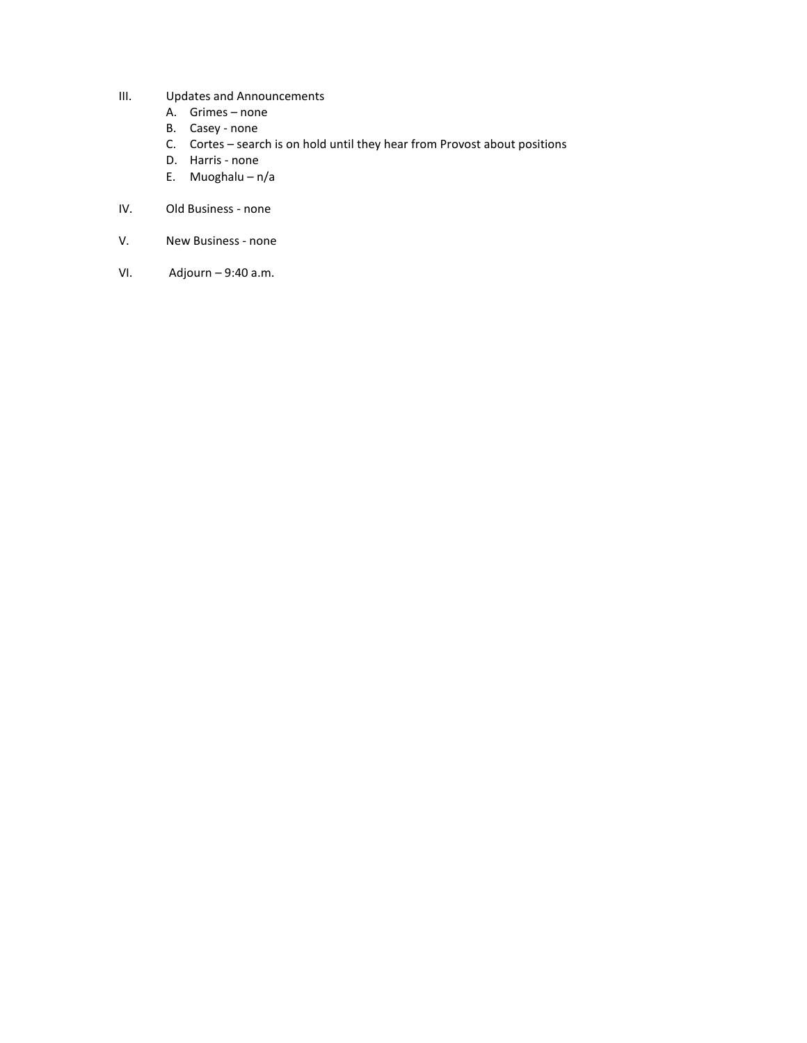III. Updates and Announcements

A. Grimes – none

B. Casey - none

C. Cortes – search is on hold until they hear from Provost about positions

D. Harris - none

E. Muoghalu – n/a

IV. Old Business - none

V. New Business - none

VI. Adjourn – 9:40 a.m.